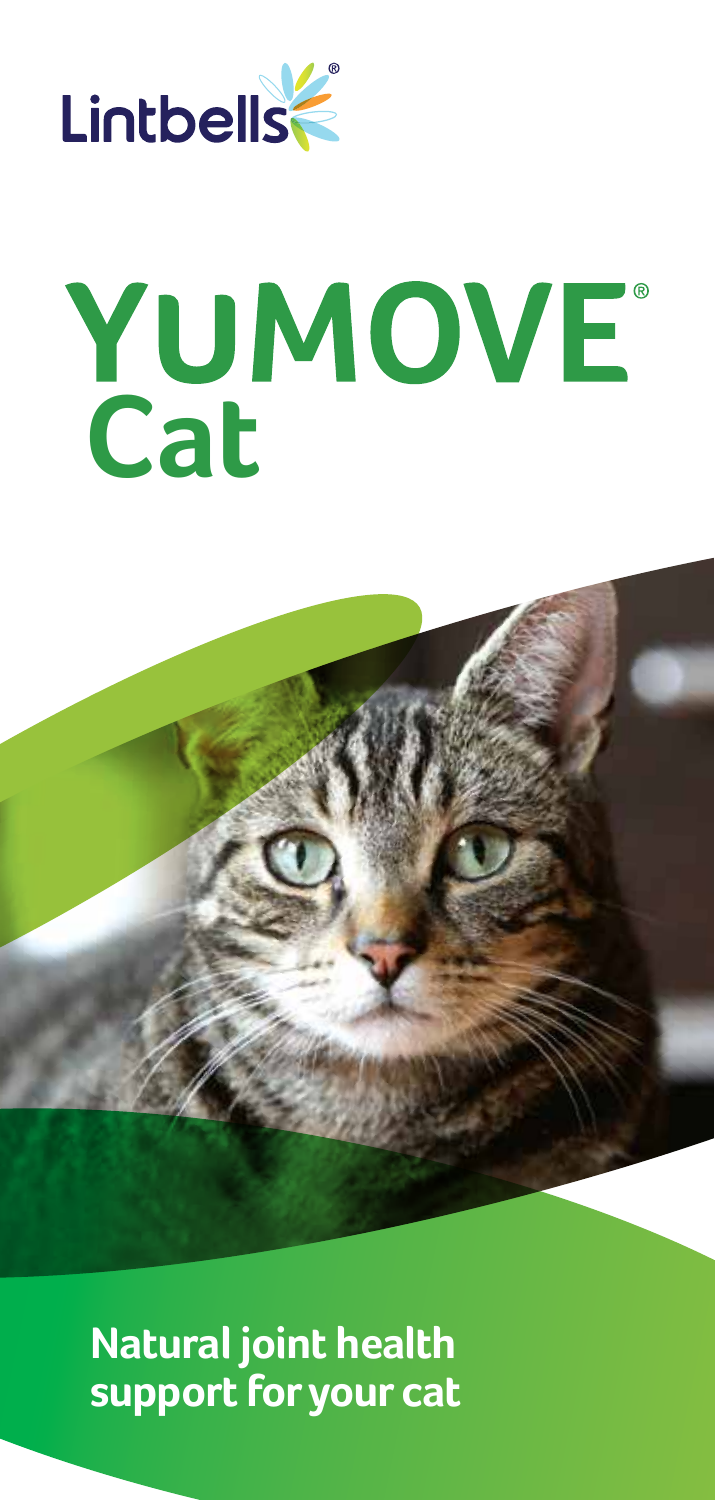Lintbells®

# YUMOVE® Cat

**Natural joint health support for your cat**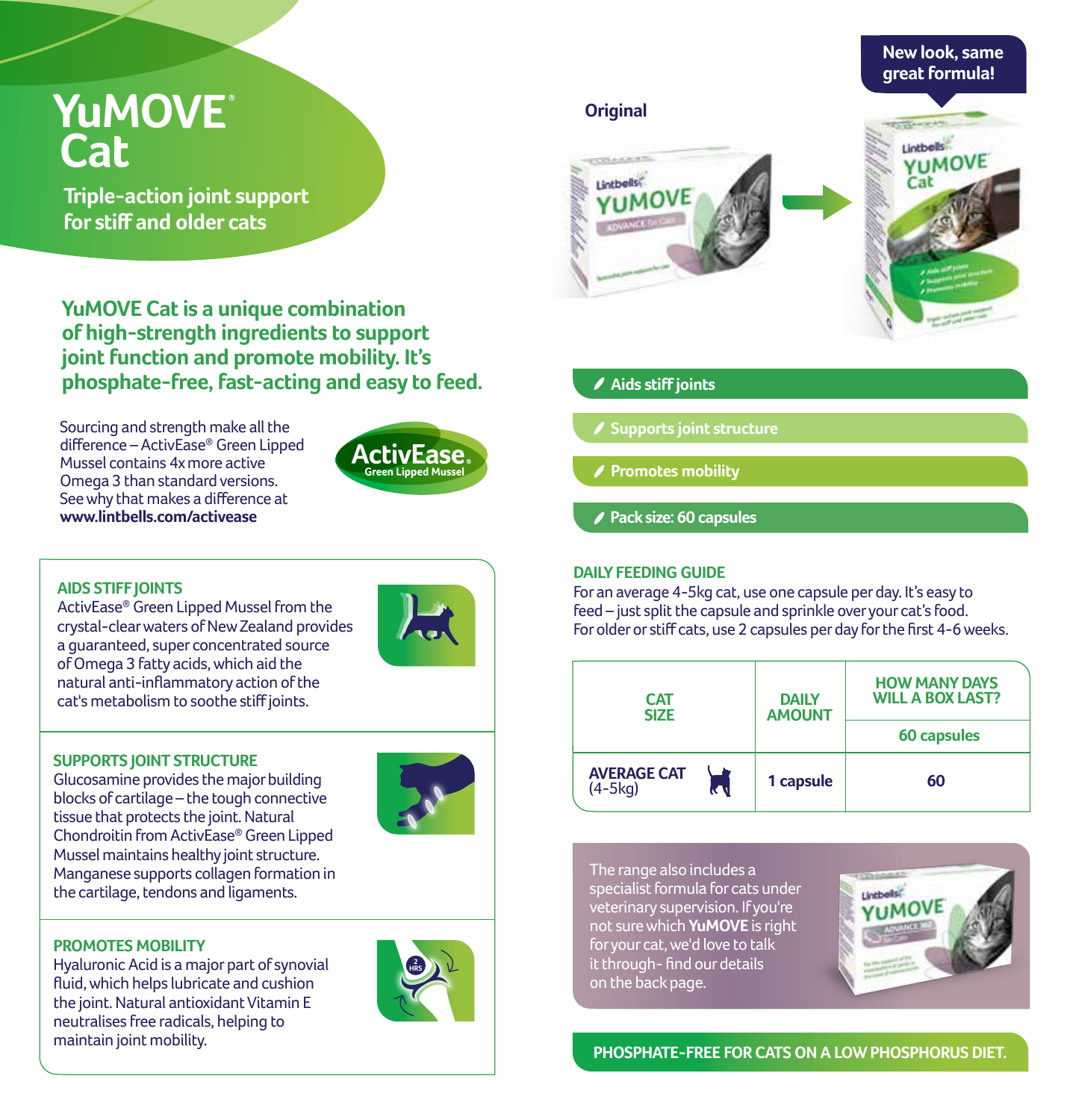# YuMOVE® Cat

**Triple-action joint support for stiff and older cats**

**YuMOVE Cat is a unique combination of high-strength ingredients to support joint function and promote mobility. It's phosphate-free, fast-acting and easy to feed.**

Sourcing and strength make all the difference – ActivEase® Green Lipped Mussel contains 4x more active Omega 3 than standard versions. See why that makes a difference at **www.lintbells.com/activease**

ActivEase® Green Lipped Mussel

### AIDS STIFF JOINTS

ActivEase® Green Lipped Mussel from the crystal-clear waters of New Zealand provides a guaranteed, super concentrated source of Omega 3 fatty acids, which aid the natural anti-inflammatory action of the cat's metabolism to soothe stiff joints.

### SUPPORTS JOINT STRUCTURE

Glucosamine provides the major building blocks of cartilage – the tough connective tissue that protects the joint. Natural Chondroitin from ActivEase® Green Lipped Mussel maintains healthy joint structure. Manganese supports collagen formation in the cartilage, tendons and ligaments.

### PROMOTES MOBILITY

Hyaluronic Acid is a major part of synovial fluid, which helps lubricate and cushion the joint. Natural antioxidant Vitamin E neutralises free radicals, helping to maintain joint mobility.

**Original**

**New look, same great formula!**

- Aids stiff joints
- Supports joint structure
- Promotes mobility
- Pack size: 60 capsules

### DAILY FEEDING GUIDE

For an average 4-5kg cat, use one capsule per day. It's easy to feed – just split the capsule and sprinkle over your cat's food. For older or stiff cats, use 2 capsules per day for the first 4-6 weeks.

| CAT SIZE | DAILY AMOUNT | HOW MANY DAYS WILL A BOX LAST? |
|---|---|---|
| | | 60 capsules |
| AVERAGE CAT (4-5kg) | 1 capsule | 60 |

The range also includes a specialist formula for cats under veterinary supervision. If you're not sure which **YuMOVE** is right for your cat, we'd love to talk it through- find our details on the back page.

**PHOSPHATE-FREE FOR CATS ON A LOW PHOSPHORUS DIET.**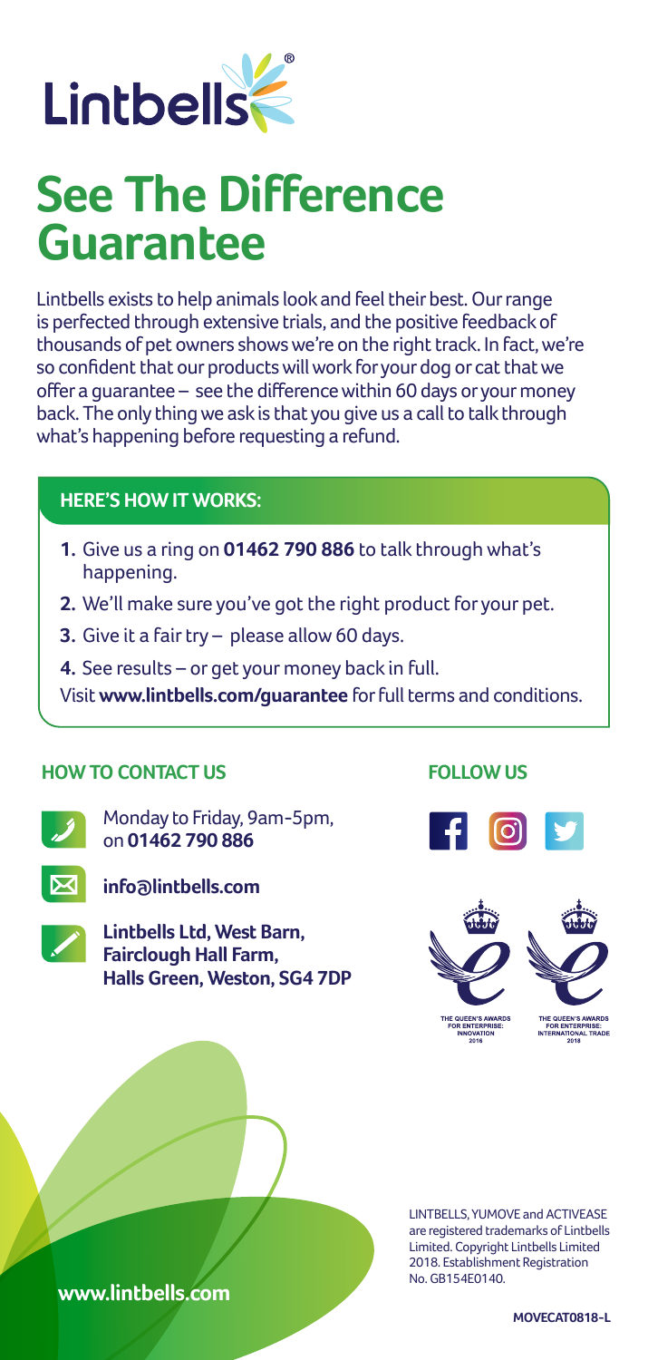Lintbells®

# See The Difference Guarantee

Lintbells exists to help animals look and feel their best. Our range is perfected through extensive trials, and the positive feedback of thousands of pet owners shows we're on the right track. In fact, we're so confident that our products will work for your dog or cat that we offer a guarantee – see the difference within 60 days or your money back. The only thing we ask is that you give us a call to talk through what's happening before requesting a refund.

## HERE'S HOW IT WORKS:

1. Give us a ring on **01462 790 886** to talk through what's happening.
2. We'll make sure you've got the right product for your pet.
3. Give it a fair try – please allow 60 days.
4. See results – or get your money back in full.

Visit **www.lintbells.com/guarantee** for full terms and conditions.

## HOW TO CONTACT US

Monday to Friday, 9am-5pm, on **01462 790 886**

**info@lintbells.com**

**Lintbells Ltd, West Barn, Fairclough Hall Farm, Halls Green, Weston, SG4 7DP**

## FOLLOW US

THE QUEEN'S AWARDS FOR ENTERPRISE: INNOVATION 2016

THE QUEEN'S AWARDS FOR ENTERPRISE: INTERNATIONAL TRADE 2018

**www.lintbells.com**

LINTBELLS, YUMOVE and ACTIVEASE are registered trademarks of Lintbells Limited. Copyright Lintbells Limited 2018. Establishment Registration No. GB154E0140.

**MOVECAT0818-L**